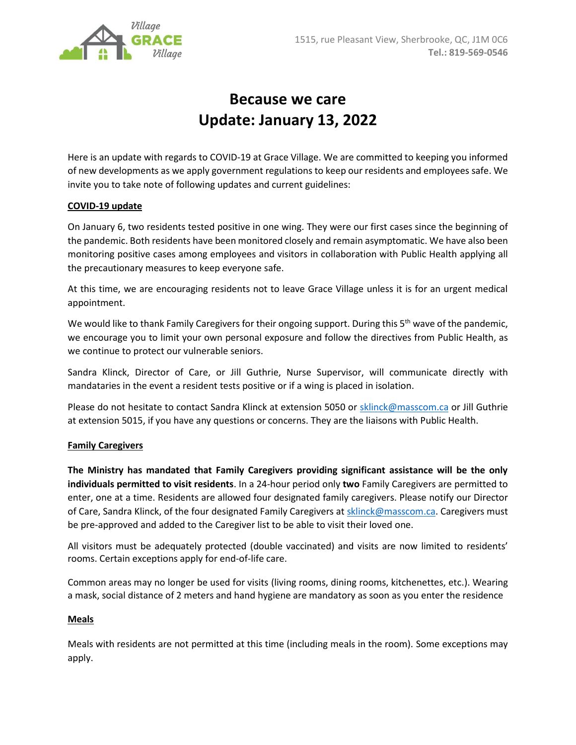Village GRACE Village

1515, rue Pleasant View, Sherbrooke, QC, J1M 0C6
**Tel.: 819-569-0546**

# Because we care
# Update: January 13, 2022

Here is an update with regards to COVID-19 at Grace Village. We are committed to keeping you informed of new developments as we apply government regulations to keep our residents and employees safe. We invite you to take note of following updates and current guidelines:

## COVID-19 update

On January 6, two residents tested positive in one wing. They were our first cases since the beginning of the pandemic. Both residents have been monitored closely and remain asymptomatic. We have also been monitoring positive cases among employees and visitors in collaboration with Public Health applying all the precautionary measures to keep everyone safe.

At this time, we are encouraging residents not to leave Grace Village unless it is for an urgent medical appointment.

We would like to thank Family Caregivers for their ongoing support. During this 5th wave of the pandemic, we encourage you to limit your own personal exposure and follow the directives from Public Health, as we continue to protect our vulnerable seniors.

Sandra Klinck, Director of Care, or Jill Guthrie, Nurse Supervisor, will communicate directly with mandataries in the event a resident tests positive or if a wing is placed in isolation.

Please do not hesitate to contact Sandra Klinck at extension 5050 or sklinck@masscom.ca or Jill Guthrie at extension 5015, if you have any questions or concerns. They are the liaisons with Public Health.

## Family Caregivers

**The Ministry has mandated that Family Caregivers providing significant assistance will be the only individuals permitted to visit residents**. In a 24-hour period only **two** Family Caregivers are permitted to enter, one at a time. Residents are allowed four designated family caregivers. Please notify our Director of Care, Sandra Klinck, of the four designated Family Caregivers at sklinck@masscom.ca. Caregivers must be pre-approved and added to the Caregiver list to be able to visit their loved one.

All visitors must be adequately protected (double vaccinated) and visits are now limited to residents' rooms. Certain exceptions apply for end-of-life care.

Common areas may no longer be used for visits (living rooms, dining rooms, kitchenettes, etc.). Wearing a mask, social distance of 2 meters and hand hygiene are mandatory as soon as you enter the residence

## Meals

Meals with residents are not permitted at this time (including meals in the room). Some exceptions may apply.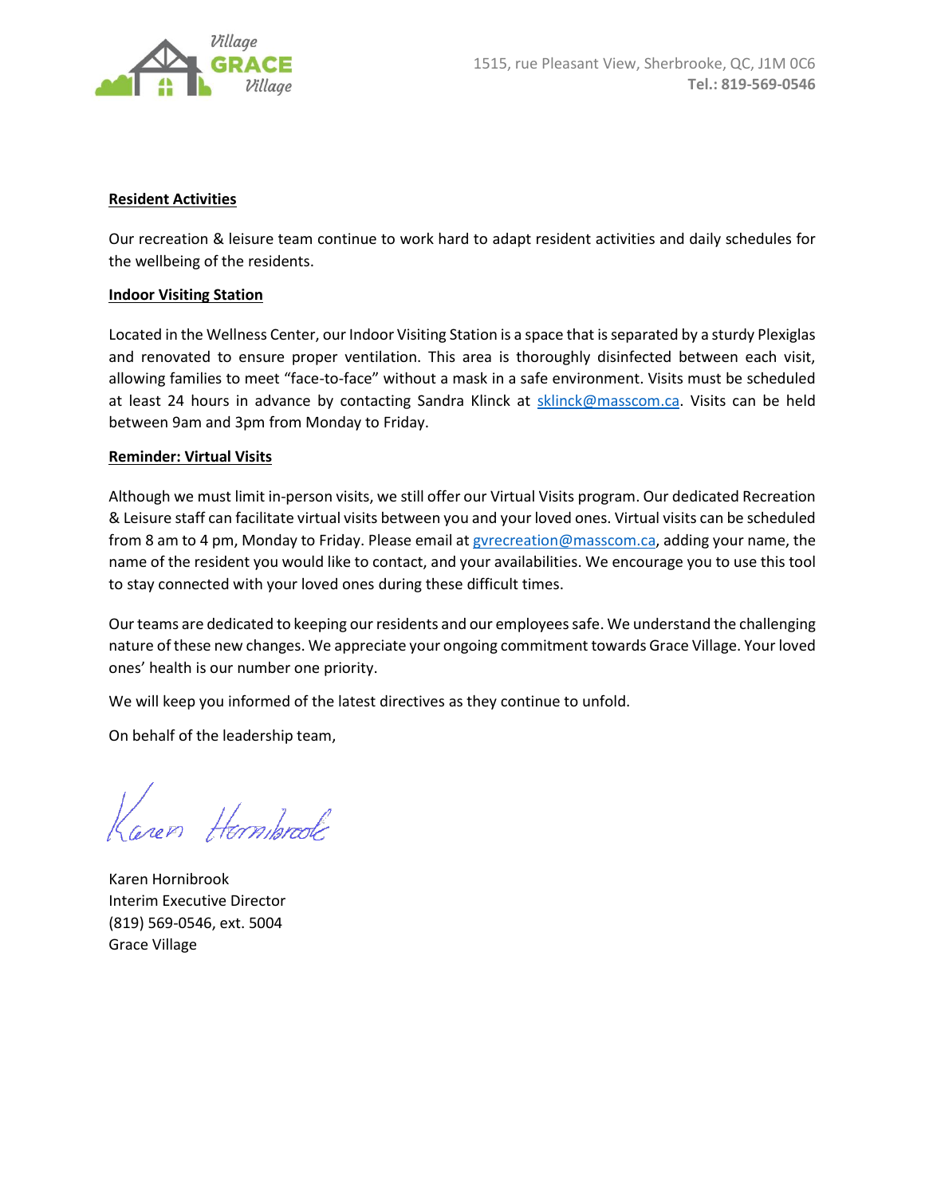**Resident Activities**

Our recreation & leisure team continue to work hard to adapt resident activities and daily schedules for the wellbeing of the residents.

**Indoor Visiting Station**

Located in the Wellness Center, our Indoor Visiting Station is a space that is separated by a sturdy Plexiglas and renovated to ensure proper ventilation. This area is thoroughly disinfected between each visit, allowing families to meet "face-to-face" without a mask in a safe environment. Visits must be scheduled at least 24 hours in advance by contacting Sandra Klinck at sklinck@masscom.ca. Visits can be held between 9am and 3pm from Monday to Friday.

**Reminder: Virtual Visits**

Although we must limit in-person visits, we still offer our Virtual Visits program. Our dedicated Recreation & Leisure staff can facilitate virtual visits between you and your loved ones. Virtual visits can be scheduled from 8 am to 4 pm, Monday to Friday. Please email at gvrecreation@masscom.ca, adding your name, the name of the resident you would like to contact, and your availabilities. We encourage you to use this tool to stay connected with your loved ones during these difficult times.

Our teams are dedicated to keeping our residents and our employees safe. We understand the challenging nature of these new changes. We appreciate your ongoing commitment towards Grace Village. Your loved ones' health is our number one priority.

We will keep you informed of the latest directives as they continue to unfold.

On behalf of the leadership team,

Karen Hornibrook

Karen Hornibrook
Interim Executive Director
(819) 569-0546, ext. 5004
Grace Village